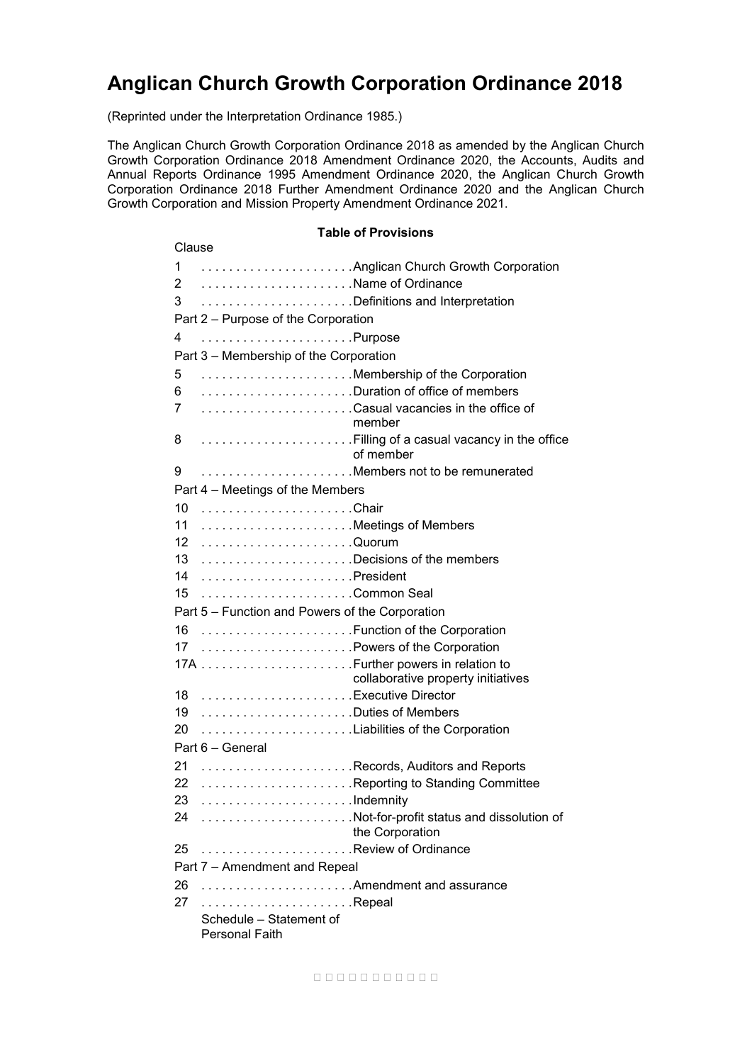# Anglican Church Growth Corporation Ordinance 2018

(Reprinted under the Interpretation Ordinance 1985.)

The Anglican Church Growth Corporation Ordinance 2018 as amended by the Anglican Church Growth Corporation Ordinance 2018 Amendment Ordinance 2020, the Accounts, Audits and Annual Reports Ordinance 1995 Amendment Ordinance 2020, the Anglican Church Growth Corporation Ordinance 2018 Further Amendment Ordinance 2020 and the Anglican Church Growth Corporation and Mission Property Amendment Ordinance 2021.

**Table of Provisions**

Clause

1 . . . . . . . . . . . . . . . . . . . . . . Anglican Church Growth Corporation
2 . . . . . . . . . . . . . . . . . . . . . . Name of Ordinance
3 . . . . . . . . . . . . . . . . . . . . . . Definitions and Interpretation

Part 2 – Purpose of the Corporation

4 . . . . . . . . . . . . . . . . . . . . . . Purpose

Part 3 – Membership of the Corporation

5 . . . . . . . . . . . . . . . . . . . . . . Membership of the Corporation
6 . . . . . . . . . . . . . . . . . . . . . . Duration of office of members
7 . . . . . . . . . . . . . . . . . . . . . . Casual vacancies in the office of member
8 . . . . . . . . . . . . . . . . . . . . . . Filling of a casual vacancy in the office of member
9 . . . . . . . . . . . . . . . . . . . . . . Members not to be remunerated

Part 4 – Meetings of the Members

10 . . . . . . . . . . . . . . . . . . . . . . Chair
11 . . . . . . . . . . . . . . . . . . . . . . Meetings of Members
12 . . . . . . . . . . . . . . . . . . . . . . Quorum
13 . . . . . . . . . . . . . . . . . . . . . . Decisions of the members
14 . . . . . . . . . . . . . . . . . . . . . . President
15 . . . . . . . . . . . . . . . . . . . . . . Common Seal

Part 5 – Function and Powers of the Corporation

16 . . . . . . . . . . . . . . . . . . . . . . Function of the Corporation
17 . . . . . . . . . . . . . . . . . . . . . . Powers of the Corporation
17A . . . . . . . . . . . . . . . . . . . . . . Further powers in relation to collaborative property initiatives
18 . . . . . . . . . . . . . . . . . . . . . . Executive Director
19 . . . . . . . . . . . . . . . . . . . . . . Duties of Members
20 . . . . . . . . . . . . . . . . . . . . . . Liabilities of the Corporation

Part 6 – General

21 . . . . . . . . . . . . . . . . . . . . . . Records, Auditors and Reports
22 . . . . . . . . . . . . . . . . . . . . . . Reporting to Standing Committee
23 . . . . . . . . . . . . . . . . . . . . . . Indemnity
24 . . . . . . . . . . . . . . . . . . . . . . Not-for-profit status and dissolution of the Corporation
25 . . . . . . . . . . . . . . . . . . . . . . Review of Ordinance

Part 7 – Amendment and Repeal

26 . . . . . . . . . . . . . . . . . . . . . . Amendment and assurance
27 . . . . . . . . . . . . . . . . . . . . . . Repeal

Schedule – Statement of Personal Faith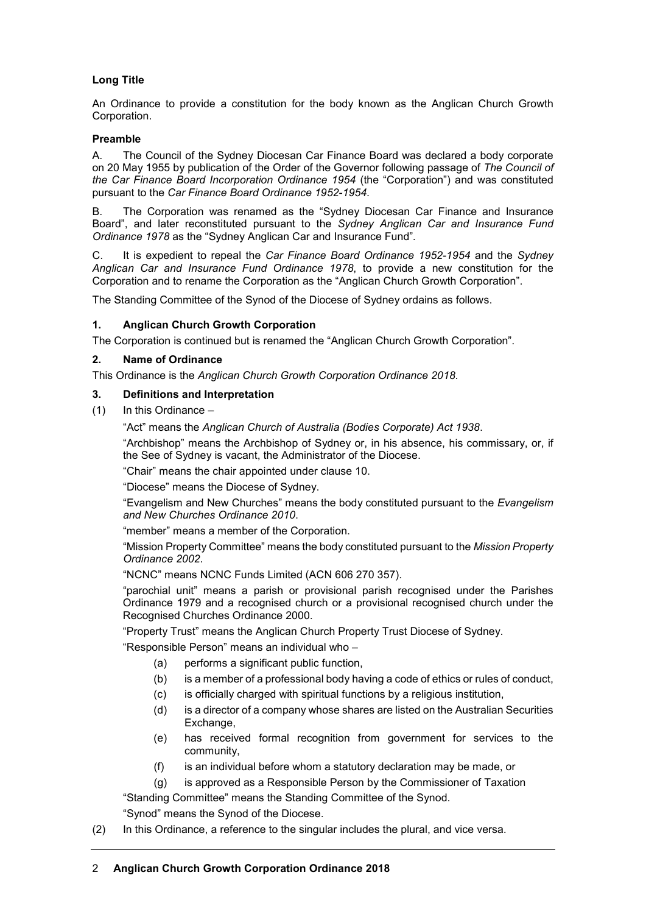**Long Title**

An Ordinance to provide a constitution for the body known as the Anglican Church Growth Corporation.

**Preamble**

A. The Council of the Sydney Diocesan Car Finance Board was declared a body corporate on 20 May 1955 by publication of the Order of the Governor following passage of *The Council of the Car Finance Board Incorporation Ordinance 1954* (the "Corporation") and was constituted pursuant to the *Car Finance Board Ordinance 1952-1954*.

B. The Corporation was renamed as the "Sydney Diocesan Car Finance and Insurance Board", and later reconstituted pursuant to the *Sydney Anglican Car and Insurance Fund Ordinance 1978* as the "Sydney Anglican Car and Insurance Fund".

C. It is expedient to repeal the *Car Finance Board Ordinance 1952-1954* and the *Sydney Anglican Car and Insurance Fund Ordinance 1978*, to provide a new constitution for the Corporation and to rename the Corporation as the "Anglican Church Growth Corporation".

The Standing Committee of the Synod of the Diocese of Sydney ordains as follows.

**1. Anglican Church Growth Corporation**

The Corporation is continued but is renamed the "Anglican Church Growth Corporation".

**2. Name of Ordinance**

This Ordinance is the *Anglican Church Growth Corporation Ordinance 2018*.

**3. Definitions and Interpretation**

(1) In this Ordinance –

"Act" means the *Anglican Church of Australia (Bodies Corporate) Act 1938*.

"Archbishop" means the Archbishop of Sydney or, in his absence, his commissary, or, if the See of Sydney is vacant, the Administrator of the Diocese.

"Chair" means the chair appointed under clause 10.

"Diocese" means the Diocese of Sydney.

"Evangelism and New Churches" means the body constituted pursuant to the *Evangelism and New Churches Ordinance 2010*.

"member" means a member of the Corporation.

"Mission Property Committee" means the body constituted pursuant to the *Mission Property Ordinance 2002*.

"NCNC" means NCNC Funds Limited (ACN 606 270 357).

"parochial unit" means a parish or provisional parish recognised under the Parishes Ordinance 1979 and a recognised church or a provisional recognised church under the Recognised Churches Ordinance 2000.

"Property Trust" means the Anglican Church Property Trust Diocese of Sydney.

"Responsible Person" means an individual who –

- (a) performs a significant public function,
- (b) is a member of a professional body having a code of ethics or rules of conduct,
- (c) is officially charged with spiritual functions by a religious institution,
- (d) is a director of a company whose shares are listed on the Australian Securities Exchange,
- (e) has received formal recognition from government for services to the community,
- (f) is an individual before whom a statutory declaration may be made, or
- (g) is approved as a Responsible Person by the Commissioner of Taxation

"Standing Committee" means the Standing Committee of the Synod.

"Synod" means the Synod of the Diocese.

(2) In this Ordinance, a reference to the singular includes the plural, and vice versa.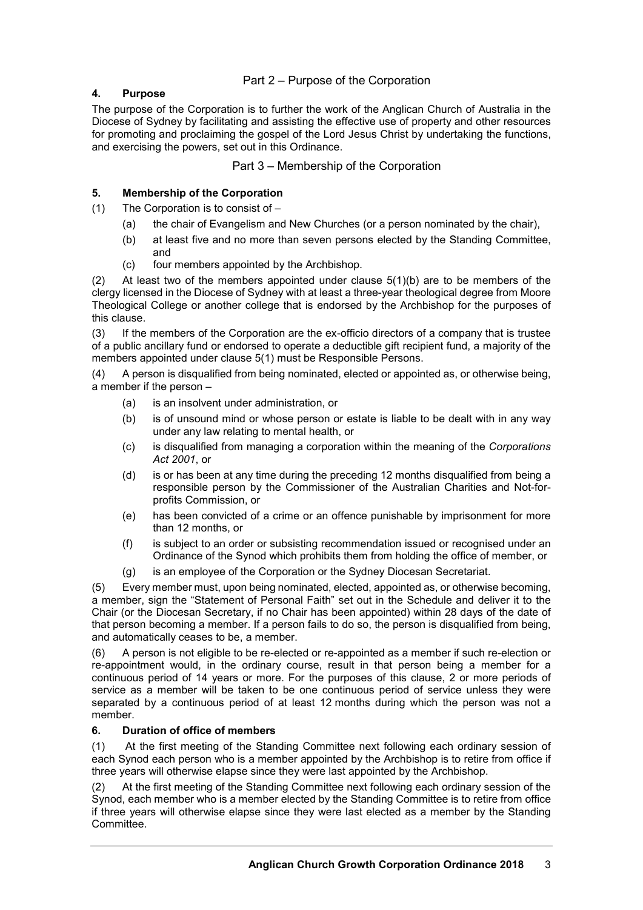## Part 2 – Purpose of the Corporation

### 4. Purpose

The purpose of the Corporation is to further the work of the Anglican Church of Australia in the Diocese of Sydney by facilitating and assisting the effective use of property and other resources for promoting and proclaiming the gospel of the Lord Jesus Christ by undertaking the functions, and exercising the powers, set out in this Ordinance.

## Part 3 – Membership of the Corporation

### 5. Membership of the Corporation

(1) The Corporation is to consist of –

- (a) the chair of Evangelism and New Churches (or a person nominated by the chair),
- (b) at least five and no more than seven persons elected by the Standing Committee, and
- (c) four members appointed by the Archbishop.

(2) At least two of the members appointed under clause 5(1)(b) are to be members of the clergy licensed in the Diocese of Sydney with at least a three-year theological degree from Moore Theological College or another college that is endorsed by the Archbishop for the purposes of this clause.

(3) If the members of the Corporation are the ex-officio directors of a company that is trustee of a public ancillary fund or endorsed to operate a deductible gift recipient fund, a majority of the members appointed under clause 5(1) must be Responsible Persons.

(4) A person is disqualified from being nominated, elected or appointed as, or otherwise being, a member if the person –

- (a) is an insolvent under administration, or
- (b) is of unsound mind or whose person or estate is liable to be dealt with in any way under any law relating to mental health, or
- (c) is disqualified from managing a corporation within the meaning of the *Corporations Act 2001*, or
- (d) is or has been at any time during the preceding 12 months disqualified from being a responsible person by the Commissioner of the Australian Charities and Not-for-profits Commission, or
- (e) has been convicted of a crime or an offence punishable by imprisonment for more than 12 months, or
- (f) is subject to an order or subsisting recommendation issued or recognised under an Ordinance of the Synod which prohibits them from holding the office of member, or
- (g) is an employee of the Corporation or the Sydney Diocesan Secretariat.

(5) Every member must, upon being nominated, elected, appointed as, or otherwise becoming, a member, sign the "Statement of Personal Faith" set out in the Schedule and deliver it to the Chair (or the Diocesan Secretary, if no Chair has been appointed) within 28 days of the date of that person becoming a member. If a person fails to do so, the person is disqualified from being, and automatically ceases to be, a member.

(6) A person is not eligible to be re-elected or re-appointed as a member if such re-election or re-appointment would, in the ordinary course, result in that person being a member for a continuous period of 14 years or more. For the purposes of this clause, 2 or more periods of service as a member will be taken to be one continuous period of service unless they were separated by a continuous period of at least 12 months during which the person was not a member.

### 6. Duration of office of members

(1) At the first meeting of the Standing Committee next following each ordinary session of each Synod each person who is a member appointed by the Archbishop is to retire from office if three years will otherwise elapse since they were last appointed by the Archbishop.

(2) At the first meeting of the Standing Committee next following each ordinary session of the Synod, each member who is a member elected by the Standing Committee is to retire from office if three years will otherwise elapse since they were last elected as a member by the Standing Committee.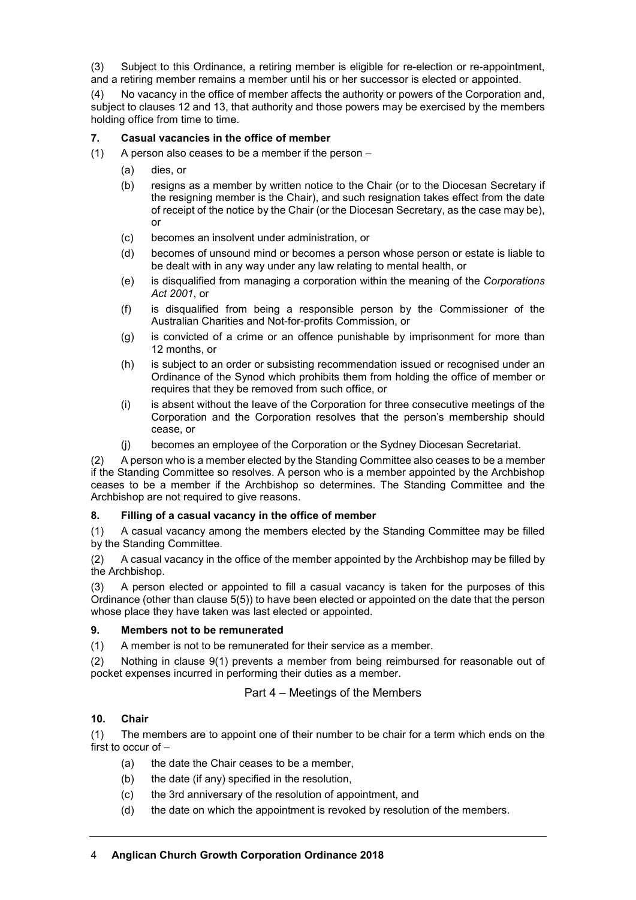(3) Subject to this Ordinance, a retiring member is eligible for re-election or re-appointment, and a retiring member remains a member until his or her successor is elected or appointed.

(4) No vacancy in the office of member affects the authority or powers of the Corporation and, subject to clauses 12 and 13, that authority and those powers may be exercised by the members holding office from time to time.

**7. Casual vacancies in the office of member**

(1) A person also ceases to be a member if the person –

(a) dies, or

(b) resigns as a member by written notice to the Chair (or to the Diocesan Secretary if the resigning member is the Chair), and such resignation takes effect from the date of receipt of the notice by the Chair (or the Diocesan Secretary, as the case may be), or

(c) becomes an insolvent under administration, or

(d) becomes of unsound mind or becomes a person whose person or estate is liable to be dealt with in any way under any law relating to mental health, or

(e) is disqualified from managing a corporation within the meaning of the *Corporations Act 2001*, or

(f) is disqualified from being a responsible person by the Commissioner of the Australian Charities and Not-for-profits Commission, or

(g) is convicted of a crime or an offence punishable by imprisonment for more than 12 months, or

(h) is subject to an order or subsisting recommendation issued or recognised under an Ordinance of the Synod which prohibits them from holding the office of member or requires that they be removed from such office, or

(i) is absent without the leave of the Corporation for three consecutive meetings of the Corporation and the Corporation resolves that the person's membership should cease, or

(j) becomes an employee of the Corporation or the Sydney Diocesan Secretariat.

(2) A person who is a member elected by the Standing Committee also ceases to be a member if the Standing Committee so resolves. A person who is a member appointed by the Archbishop ceases to be a member if the Archbishop so determines. The Standing Committee and the Archbishop are not required to give reasons.

**8. Filling of a casual vacancy in the office of member**

(1) A casual vacancy among the members elected by the Standing Committee may be filled by the Standing Committee.

(2) A casual vacancy in the office of the member appointed by the Archbishop may be filled by the Archbishop.

(3) A person elected or appointed to fill a casual vacancy is taken for the purposes of this Ordinance (other than clause 5(5)) to have been elected or appointed on the date that the person whose place they have taken was last elected or appointed.

**9. Members not to be remunerated**

(1) A member is not to be remunerated for their service as a member.

(2) Nothing in clause 9(1) prevents a member from being reimbursed for reasonable out of pocket expenses incurred in performing their duties as a member.

## Part 4 – Meetings of the Members

**10. Chair**

(1) The members are to appoint one of their number to be chair for a term which ends on the first to occur of –

(a) the date the Chair ceases to be a member,

(b) the date (if any) specified in the resolution,

(c) the 3rd anniversary of the resolution of appointment, and

(d) the date on which the appointment is revoked by resolution of the members.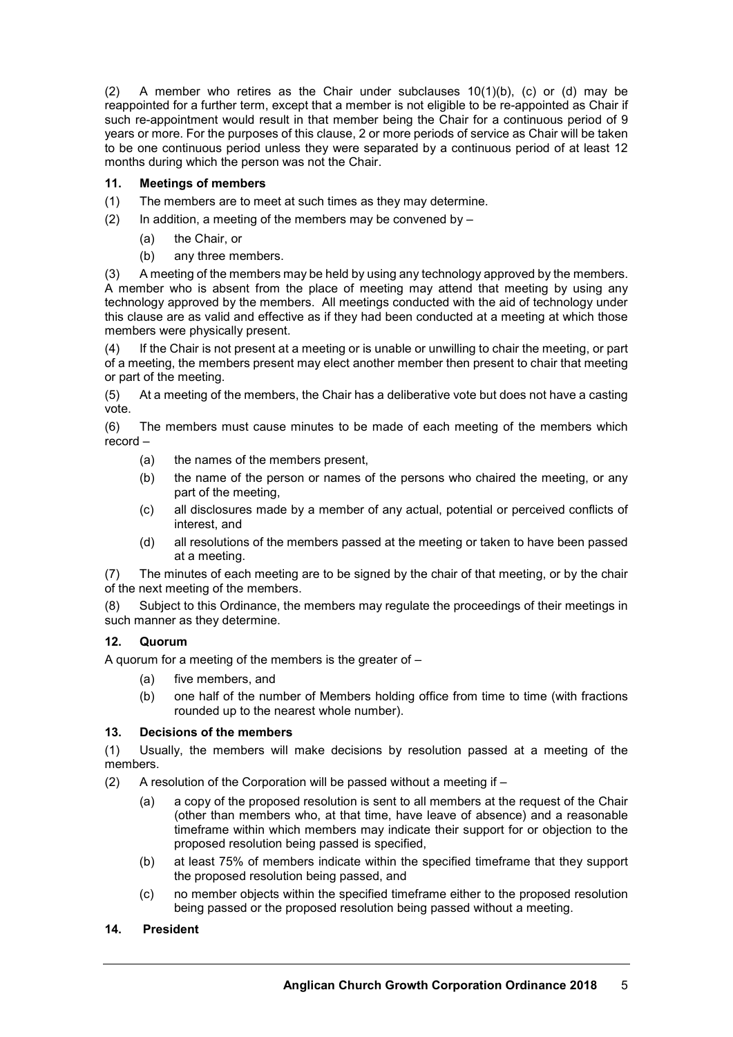(2) A member who retires as the Chair under subclauses 10(1)(b), (c) or (d) may be reappointed for a further term, except that a member is not eligible to be re-appointed as Chair if such re-appointment would result in that member being the Chair for a continuous period of 9 years or more. For the purposes of this clause, 2 or more periods of service as Chair will be taken to be one continuous period unless they were separated by a continuous period of at least 12 months during which the person was not the Chair.

### 11. Meetings of members

(1) The members are to meet at such times as they may determine.

(2) In addition, a meeting of the members may be convened by –

- (a) the Chair, or
- (b) any three members.

(3) A meeting of the members may be held by using any technology approved by the members. A member who is absent from the place of meeting may attend that meeting by using any technology approved by the members. All meetings conducted with the aid of technology under this clause are as valid and effective as if they had been conducted at a meeting at which those members were physically present.

(4) If the Chair is not present at a meeting or is unable or unwilling to chair the meeting, or part of a meeting, the members present may elect another member then present to chair that meeting or part of the meeting.

(5) At a meeting of the members, the Chair has a deliberative vote but does not have a casting vote.

(6) The members must cause minutes to be made of each meeting of the members which record –

- (a) the names of the members present,
- (b) the name of the person or names of the persons who chaired the meeting, or any part of the meeting,
- (c) all disclosures made by a member of any actual, potential or perceived conflicts of interest, and
- (d) all resolutions of the members passed at the meeting or taken to have been passed at a meeting.

(7) The minutes of each meeting are to be signed by the chair of that meeting, or by the chair of the next meeting of the members.

(8) Subject to this Ordinance, the members may regulate the proceedings of their meetings in such manner as they determine.

### 12. Quorum

A quorum for a meeting of the members is the greater of –

- (a) five members, and
- (b) one half of the number of Members holding office from time to time (with fractions rounded up to the nearest whole number).

### 13. Decisions of the members

(1) Usually, the members will make decisions by resolution passed at a meeting of the members.

(2) A resolution of the Corporation will be passed without a meeting if –

- (a) a copy of the proposed resolution is sent to all members at the request of the Chair (other than members who, at that time, have leave of absence) and a reasonable timeframe within which members may indicate their support for or objection to the proposed resolution being passed is specified,
- (b) at least 75% of members indicate within the specified timeframe that they support the proposed resolution being passed, and
- (c) no member objects within the specified timeframe either to the proposed resolution being passed or the proposed resolution being passed without a meeting.

### 14. President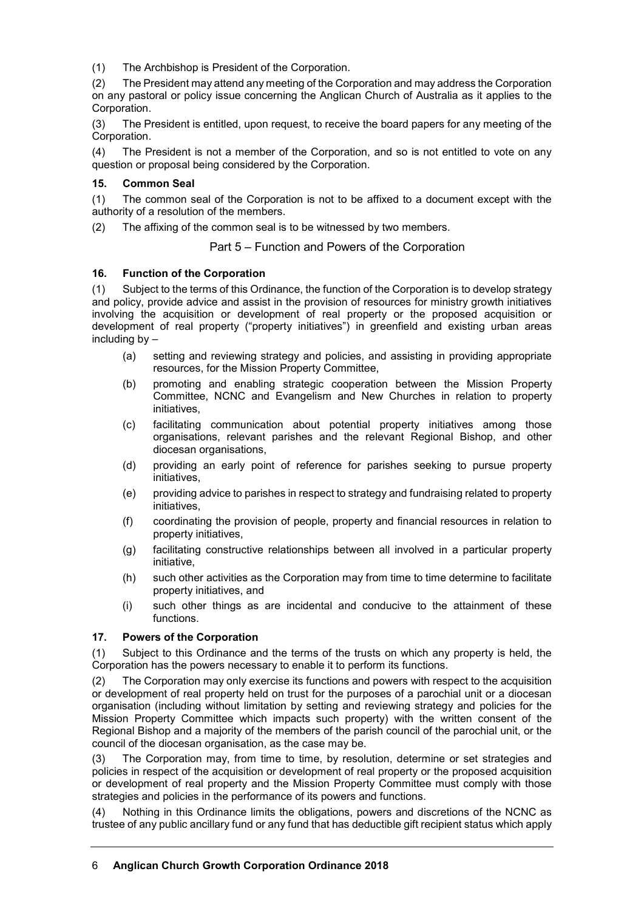(1) The Archbishop is President of the Corporation.

(2) The President may attend any meeting of the Corporation and may address the Corporation on any pastoral or policy issue concerning the Anglican Church of Australia as it applies to the Corporation.

(3) The President is entitled, upon request, to receive the board papers for any meeting of the Corporation.

(4) The President is not a member of the Corporation, and so is not entitled to vote on any question or proposal being considered by the Corporation.

### 15. Common Seal

(1) The common seal of the Corporation is not to be affixed to a document except with the authority of a resolution of the members.

(2) The affixing of the common seal is to be witnessed by two members.

## Part 5 – Function and Powers of the Corporation

### 16. Function of the Corporation

(1) Subject to the terms of this Ordinance, the function of the Corporation is to develop strategy and policy, provide advice and assist in the provision of resources for ministry growth initiatives involving the acquisition or development of real property or the proposed acquisition or development of real property ("property initiatives") in greenfield and existing urban areas including by –

- (a) setting and reviewing strategy and policies, and assisting in providing appropriate resources, for the Mission Property Committee,
- (b) promoting and enabling strategic cooperation between the Mission Property Committee, NCNC and Evangelism and New Churches in relation to property initiatives,
- (c) facilitating communication about potential property initiatives among those organisations, relevant parishes and the relevant Regional Bishop, and other diocesan organisations,
- (d) providing an early point of reference for parishes seeking to pursue property initiatives,
- (e) providing advice to parishes in respect to strategy and fundraising related to property initiatives,
- (f) coordinating the provision of people, property and financial resources in relation to property initiatives,
- (g) facilitating constructive relationships between all involved in a particular property initiative,
- (h) such other activities as the Corporation may from time to time determine to facilitate property initiatives, and
- (i) such other things as are incidental and conducive to the attainment of these functions.

### 17. Powers of the Corporation

(1) Subject to this Ordinance and the terms of the trusts on which any property is held, the Corporation has the powers necessary to enable it to perform its functions.

(2) The Corporation may only exercise its functions and powers with respect to the acquisition or development of real property held on trust for the purposes of a parochial unit or a diocesan organisation (including without limitation by setting and reviewing strategy and policies for the Mission Property Committee which impacts such property) with the written consent of the Regional Bishop and a majority of the members of the parish council of the parochial unit, or the council of the diocesan organisation, as the case may be.

(3) The Corporation may, from time to time, by resolution, determine or set strategies and policies in respect of the acquisition or development of real property or the proposed acquisition or development of real property and the Mission Property Committee must comply with those strategies and policies in the performance of its powers and functions.

(4) Nothing in this Ordinance limits the obligations, powers and discretions of the NCNC as trustee of any public ancillary fund or any fund that has deductible gift recipient status which apply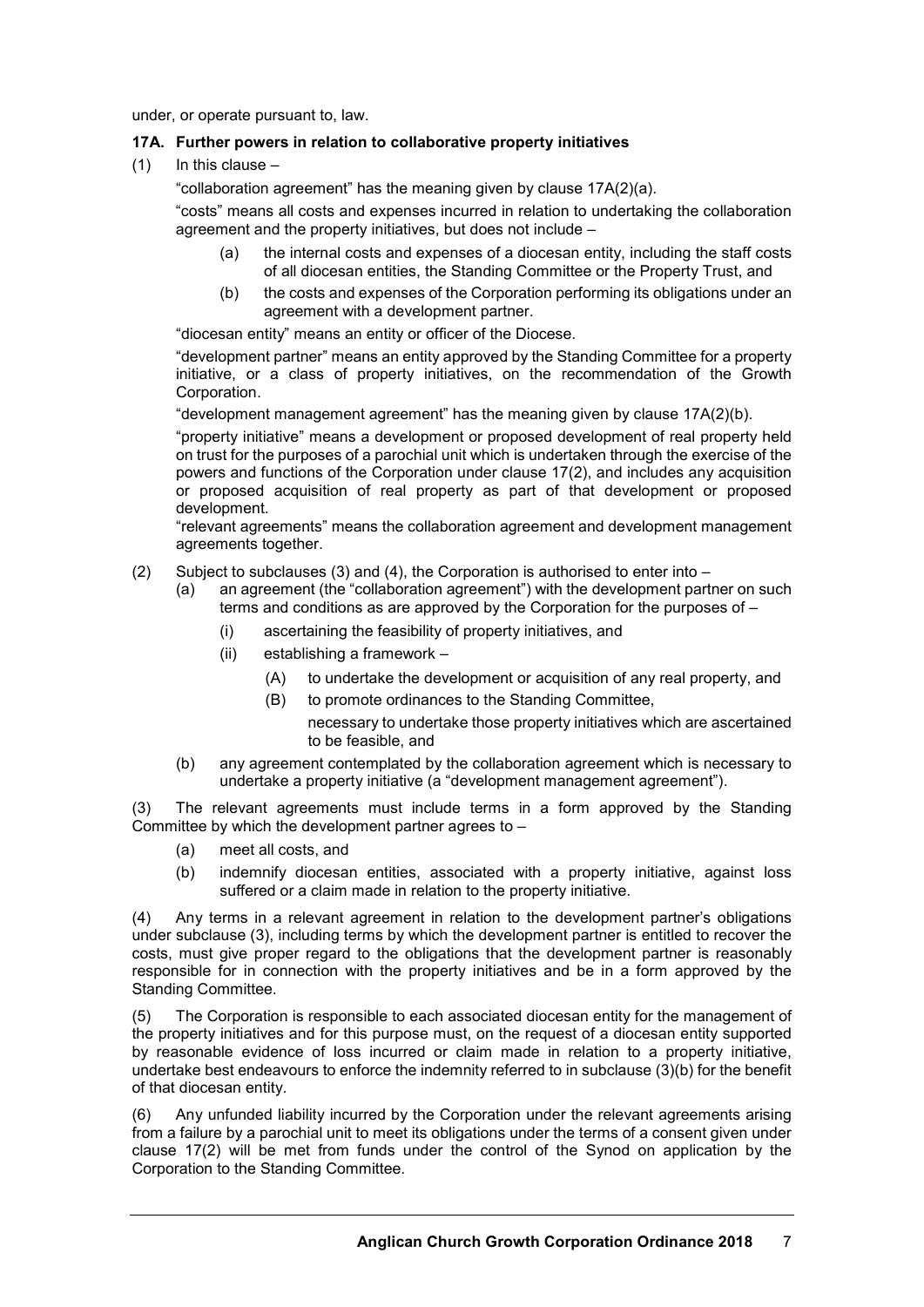under, or operate pursuant to, law.

**17A. Further powers in relation to collaborative property initiatives**

(1) In this clause –

"collaboration agreement" has the meaning given by clause 17A(2)(a).

"costs" means all costs and expenses incurred in relation to undertaking the collaboration agreement and the property initiatives, but does not include –

- (a) the internal costs and expenses of a diocesan entity, including the staff costs of all diocesan entities, the Standing Committee or the Property Trust, and
- (b) the costs and expenses of the Corporation performing its obligations under an agreement with a development partner.

"diocesan entity" means an entity or officer of the Diocese.

"development partner" means an entity approved by the Standing Committee for a property initiative, or a class of property initiatives, on the recommendation of the Growth Corporation.

"development management agreement" has the meaning given by clause 17A(2)(b).

"property initiative" means a development or proposed development of real property held on trust for the purposes of a parochial unit which is undertaken through the exercise of the powers and functions of the Corporation under clause 17(2), and includes any acquisition or proposed acquisition of real property as part of that development or proposed development.

"relevant agreements" means the collaboration agreement and development management agreements together.

(2) Subject to subclauses (3) and (4), the Corporation is authorised to enter into –

- (a) an agreement (the "collaboration agreement") with the development partner on such terms and conditions as are approved by the Corporation for the purposes of –
  - (i) ascertaining the feasibility of property initiatives, and
  - (ii) establishing a framework –
    - (A) to undertake the development or acquisition of any real property, and
    - (B) to promote ordinances to the Standing Committee,

    necessary to undertake those property initiatives which are ascertained to be feasible, and
- (b) any agreement contemplated by the collaboration agreement which is necessary to undertake a property initiative (a "development management agreement").

(3) The relevant agreements must include terms in a form approved by the Standing Committee by which the development partner agrees to –

- (a) meet all costs, and
- (b) indemnify diocesan entities, associated with a property initiative, against loss suffered or a claim made in relation to the property initiative.

(4) Any terms in a relevant agreement in relation to the development partner's obligations under subclause (3), including terms by which the development partner is entitled to recover the costs, must give proper regard to the obligations that the development partner is reasonably responsible for in connection with the property initiatives and be in a form approved by the Standing Committee.

(5) The Corporation is responsible to each associated diocesan entity for the management of the property initiatives and for this purpose must, on the request of a diocesan entity supported by reasonable evidence of loss incurred or claim made in relation to a property initiative, undertake best endeavours to enforce the indemnity referred to in subclause (3)(b) for the benefit of that diocesan entity.

(6) Any unfunded liability incurred by the Corporation under the relevant agreements arising from a failure by a parochial unit to meet its obligations under the terms of a consent given under clause 17(2) will be met from funds under the control of the Synod on application by the Corporation to the Standing Committee.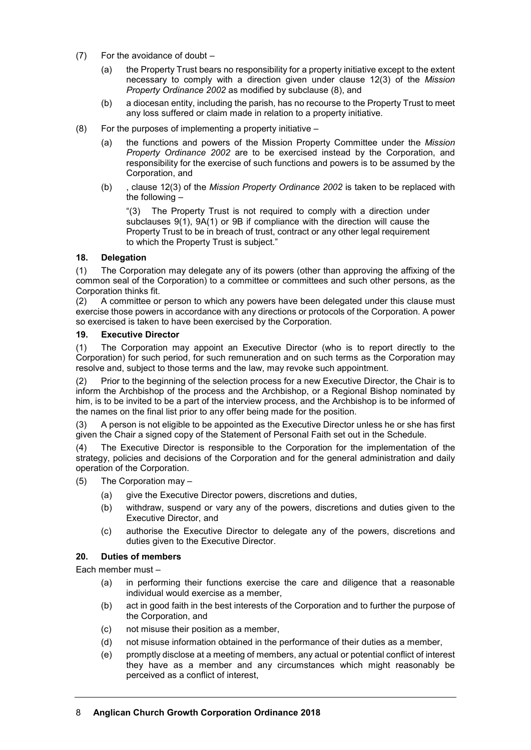(7) For the avoidance of doubt –

(a) the Property Trust bears no responsibility for a property initiative except to the extent necessary to comply with a direction given under clause 12(3) of the *Mission Property Ordinance 2002* as modified by subclause (8), and

(b) a diocesan entity, including the parish, has no recourse to the Property Trust to meet any loss suffered or claim made in relation to a property initiative.

(8) For the purposes of implementing a property initiative –

(a) the functions and powers of the Mission Property Committee under the *Mission Property Ordinance 2002* are to be exercised instead by the Corporation, and responsibility for the exercise of such functions and powers is to be assumed by the Corporation, and

(b) , clause 12(3) of the *Mission Property Ordinance 2002* is taken to be replaced with the following –

"(3) The Property Trust is not required to comply with a direction under subclauses 9(1), 9A(1) or 9B if compliance with the direction will cause the Property Trust to be in breach of trust, contract or any other legal requirement to which the Property Trust is subject."

### 18. Delegation

(1) The Corporation may delegate any of its powers (other than approving the affixing of the common seal of the Corporation) to a committee or committees and such other persons, as the Corporation thinks fit.

(2) A committee or person to which any powers have been delegated under this clause must exercise those powers in accordance with any directions or protocols of the Corporation. A power so exercised is taken to have been exercised by the Corporation.

### 19. Executive Director

(1) The Corporation may appoint an Executive Director (who is to report directly to the Corporation) for such period, for such remuneration and on such terms as the Corporation may resolve and, subject to those terms and the law, may revoke such appointment.

(2) Prior to the beginning of the selection process for a new Executive Director, the Chair is to inform the Archbishop of the process and the Archbishop, or a Regional Bishop nominated by him, is to be invited to be a part of the interview process, and the Archbishop is to be informed of the names on the final list prior to any offer being made for the position.

(3) A person is not eligible to be appointed as the Executive Director unless he or she has first given the Chair a signed copy of the Statement of Personal Faith set out in the Schedule.

(4) The Executive Director is responsible to the Corporation for the implementation of the strategy, policies and decisions of the Corporation and for the general administration and daily operation of the Corporation.

(5) The Corporation may –

(a) give the Executive Director powers, discretions and duties,

(b) withdraw, suspend or vary any of the powers, discretions and duties given to the Executive Director, and

(c) authorise the Executive Director to delegate any of the powers, discretions and duties given to the Executive Director.

### 20. Duties of members

Each member must –

(a) in performing their functions exercise the care and diligence that a reasonable individual would exercise as a member,

(b) act in good faith in the best interests of the Corporation and to further the purpose of the Corporation, and

(c) not misuse their position as a member,

(d) not misuse information obtained in the performance of their duties as a member,

(e) promptly disclose at a meeting of members, any actual or potential conflict of interest they have as a member and any circumstances which might reasonably be perceived as a conflict of interest,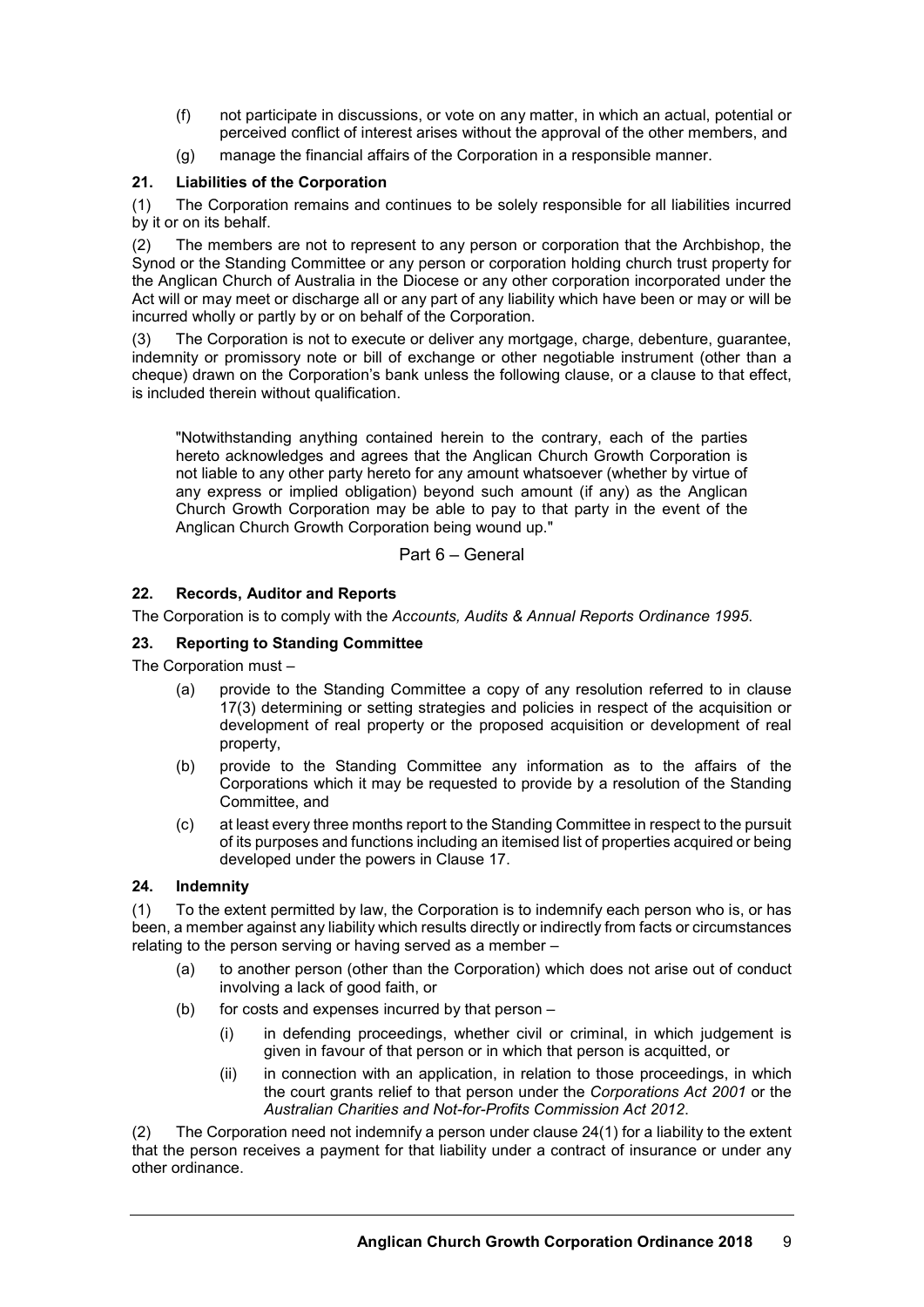(f) not participate in discussions, or vote on any matter, in which an actual, potential or perceived conflict of interest arises without the approval of the other members, and

(g) manage the financial affairs of the Corporation in a responsible manner.

### 21. Liabilities of the Corporation

(1) The Corporation remains and continues to be solely responsible for all liabilities incurred by it or on its behalf.

(2) The members are not to represent to any person or corporation that the Archbishop, the Synod or the Standing Committee or any person or corporation holding church trust property for the Anglican Church of Australia in the Diocese or any other corporation incorporated under the Act will or may meet or discharge all or any part of any liability which have been or may or will be incurred wholly or partly by or on behalf of the Corporation.

(3) The Corporation is not to execute or deliver any mortgage, charge, debenture, guarantee, indemnity or promissory note or bill of exchange or other negotiable instrument (other than a cheque) drawn on the Corporation's bank unless the following clause, or a clause to that effect, is included therein without qualification.

> "Notwithstanding anything contained herein to the contrary, each of the parties hereto acknowledges and agrees that the Anglican Church Growth Corporation is not liable to any other party hereto for any amount whatsoever (whether by virtue of any express or implied obligation) beyond such amount (if any) as the Anglican Church Growth Corporation may be able to pay to that party in the event of the Anglican Church Growth Corporation being wound up."

## Part 6 – General

### 22. Records, Auditor and Reports

The Corporation is to comply with the *Accounts, Audits & Annual Reports Ordinance 1995*.

### 23. Reporting to Standing Committee

The Corporation must –

(a) provide to the Standing Committee a copy of any resolution referred to in clause 17(3) determining or setting strategies and policies in respect of the acquisition or development of real property or the proposed acquisition or development of real property,

(b) provide to the Standing Committee any information as to the affairs of the Corporations which it may be requested to provide by a resolution of the Standing Committee, and

(c) at least every three months report to the Standing Committee in respect to the pursuit of its purposes and functions including an itemised list of properties acquired or being developed under the powers in Clause 17.

### 24. Indemnity

(1) To the extent permitted by law, the Corporation is to indemnify each person who is, or has been, a member against any liability which results directly or indirectly from facts or circumstances relating to the person serving or having served as a member –

(a) to another person (other than the Corporation) which does not arise out of conduct involving a lack of good faith, or

(b) for costs and expenses incurred by that person –

   (i) in defending proceedings, whether civil or criminal, in which judgement is given in favour of that person or in which that person is acquitted, or

   (ii) in connection with an application, in relation to those proceedings, in which the court grants relief to that person under the *Corporations Act 2001* or the *Australian Charities and Not-for-Profits Commission Act 2012*.

(2) The Corporation need not indemnify a person under clause 24(1) for a liability to the extent that the person receives a payment for that liability under a contract of insurance or under any other ordinance.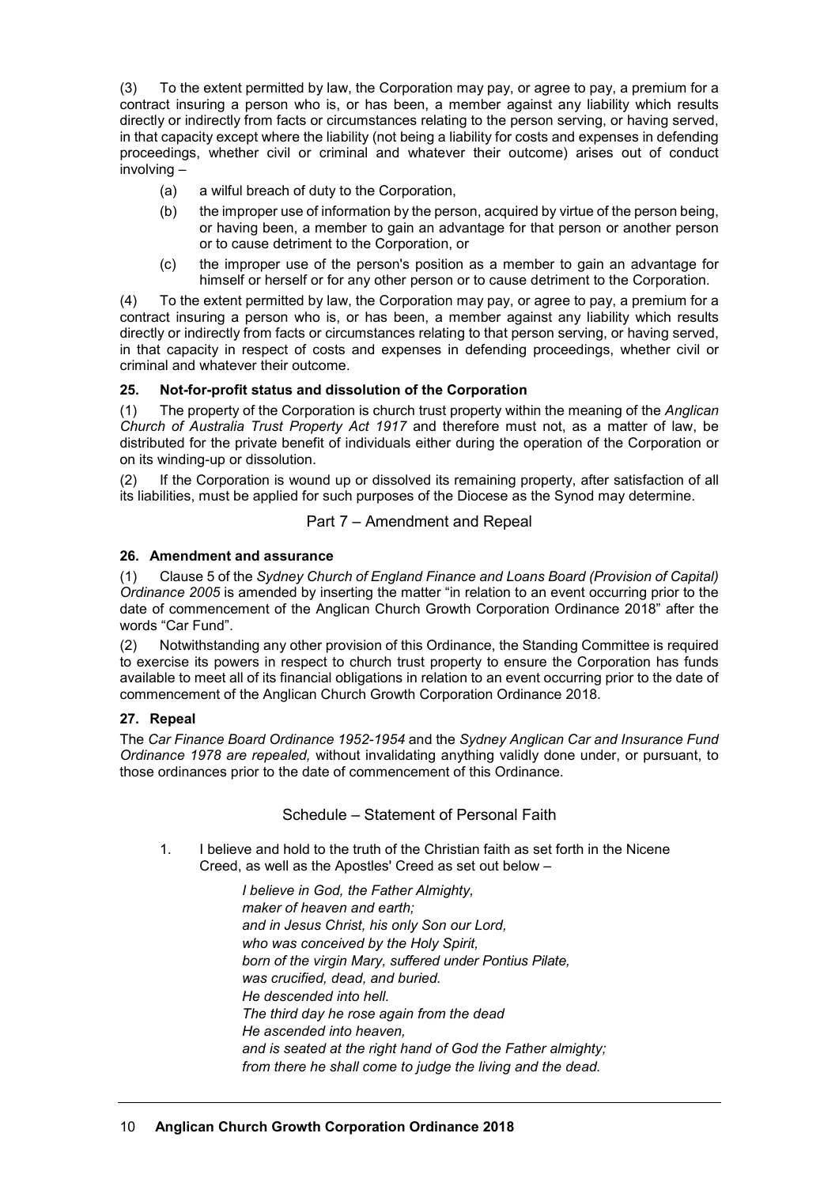(3) To the extent permitted by law, the Corporation may pay, or agree to pay, a premium for a contract insuring a person who is, or has been, a member against any liability which results directly or indirectly from facts or circumstances relating to the person serving, or having served, in that capacity except where the liability (not being a liability for costs and expenses in defending proceedings, whether civil or criminal and whatever their outcome) arises out of conduct involving –

- (a) a wilful breach of duty to the Corporation,
- (b) the improper use of information by the person, acquired by virtue of the person being, or having been, a member to gain an advantage for that person or another person or to cause detriment to the Corporation, or
- (c) the improper use of the person's position as a member to gain an advantage for himself or herself or for any other person or to cause detriment to the Corporation.

(4) To the extent permitted by law, the Corporation may pay, or agree to pay, a premium for a contract insuring a person who is, or has been, a member against any liability which results directly or indirectly from facts or circumstances relating to that person serving, or having served, in that capacity in respect of costs and expenses in defending proceedings, whether civil or criminal and whatever their outcome.

### 25. Not-for-profit status and dissolution of the Corporation

(1) The property of the Corporation is church trust property within the meaning of the *Anglican Church of Australia Trust Property Act 1917* and therefore must not, as a matter of law, be distributed for the private benefit of individuals either during the operation of the Corporation or on its winding-up or dissolution.

(2) If the Corporation is wound up or dissolved its remaining property, after satisfaction of all its liabilities, must be applied for such purposes of the Diocese as the Synod may determine.

## Part 7 – Amendment and Repeal

### 26. Amendment and assurance

(1) Clause 5 of the *Sydney Church of England Finance and Loans Board (Provision of Capital) Ordinance 2005* is amended by inserting the matter "in relation to an event occurring prior to the date of commencement of the Anglican Church Growth Corporation Ordinance 2018" after the words "Car Fund".

(2) Notwithstanding any other provision of this Ordinance, the Standing Committee is required to exercise its powers in respect to church trust property to ensure the Corporation has funds available to meet all of its financial obligations in relation to an event occurring prior to the date of commencement of the Anglican Church Growth Corporation Ordinance 2018.

### 27. Repeal

The *Car Finance Board Ordinance 1952-1954* and the *Sydney Anglican Car and Insurance Fund Ordinance 1978 are repealed,* without invalidating anything validly done under, or pursuant, to those ordinances prior to the date of commencement of this Ordinance.

## Schedule – Statement of Personal Faith

1. I believe and hold to the truth of the Christian faith as set forth in the Nicene Creed, as well as the Apostles' Creed as set out below –

   *I believe in God, the Father Almighty,*
   *maker of heaven and earth;*
   *and in Jesus Christ, his only Son our Lord,*
   *who was conceived by the Holy Spirit,*
   *born of the virgin Mary, suffered under Pontius Pilate,*
   *was crucified, dead, and buried.*
   *He descended into hell.*
   *The third day he rose again from the dead*
   *He ascended into heaven,*
   *and is seated at the right hand of God the Father almighty;*
   *from there he shall come to judge the living and the dead.*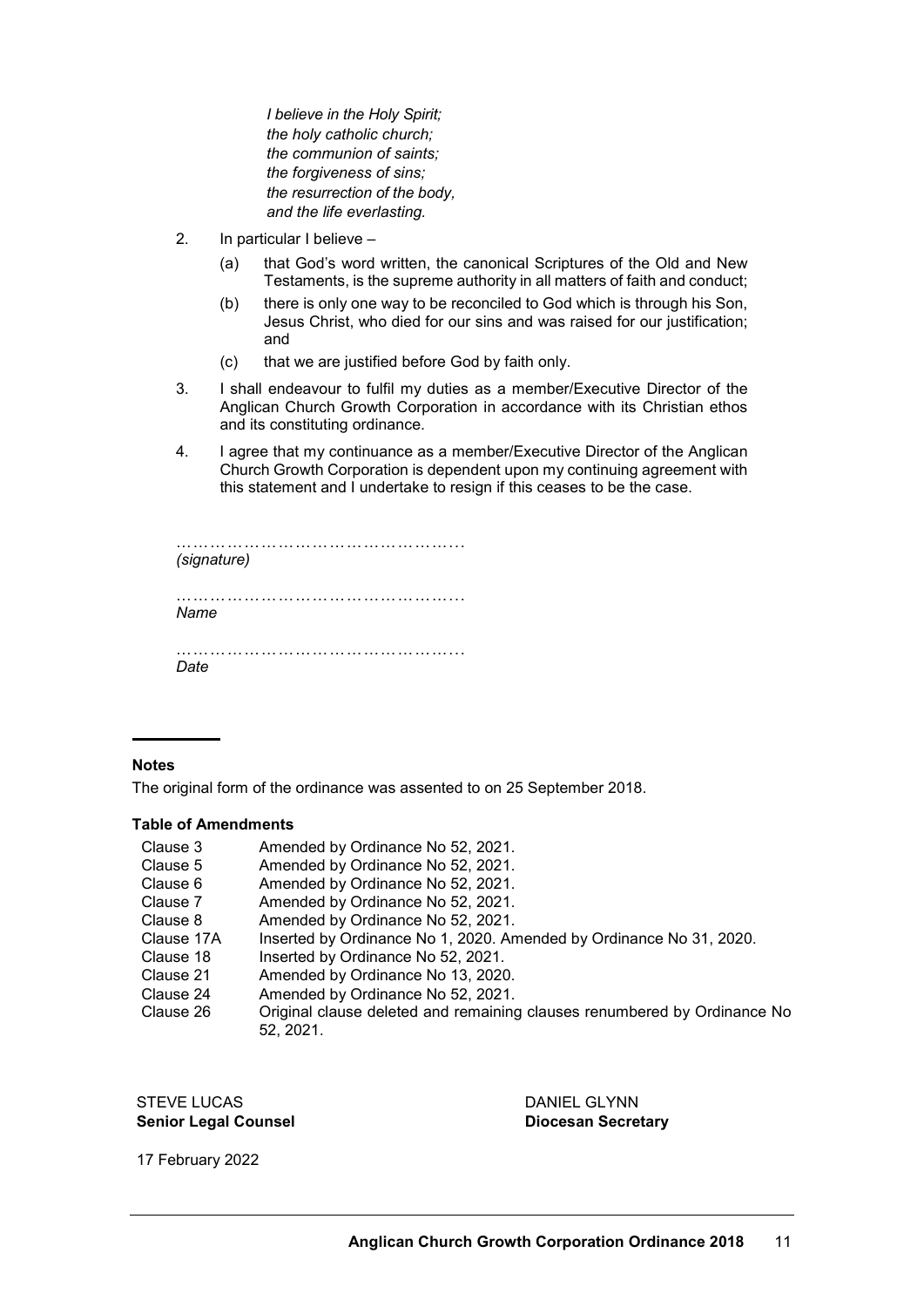*I believe in the Holy Spirit;*
*the holy catholic church;*
*the communion of saints;*
*the forgiveness of sins;*
*the resurrection of the body,*
*and the life everlasting.*

2. In particular I believe –

   (a) that God's word written, the canonical Scriptures of the Old and New Testaments, is the supreme authority in all matters of faith and conduct;

   (b) there is only one way to be reconciled to God which is through his Son, Jesus Christ, who died for our sins and was raised for our justification; and

   (c) that we are justified before God by faith only.

3. I shall endeavour to fulfil my duties as a member/Executive Director of the Anglican Church Growth Corporation in accordance with its Christian ethos and its constituting ordinance.

4. I agree that my continuance as a member/Executive Director of the Anglican Church Growth Corporation is dependent upon my continuing agreement with this statement and I undertake to resign if this ceases to be the case.

……………………………………………
*(signature)*

……………………………………………
*Name*

……………………………………………
*Date*

---

**Notes**

The original form of the ordinance was assented to on 25 September 2018.

**Table of Amendments**

| | |
|---|---|
| Clause 3 | Amended by Ordinance No 52, 2021. |
| Clause 5 | Amended by Ordinance No 52, 2021. |
| Clause 6 | Amended by Ordinance No 52, 2021. |
| Clause 7 | Amended by Ordinance No 52, 2021. |
| Clause 8 | Amended by Ordinance No 52, 2021. |
| Clause 17A | Inserted by Ordinance No 1, 2020. Amended by Ordinance No 31, 2020. |
| Clause 18 | Inserted by Ordinance No 52, 2021. |
| Clause 21 | Amended by Ordinance No 13, 2020. |
| Clause 24 | Amended by Ordinance No 52, 2021. |
| Clause 26 | Original clause deleted and remaining clauses renumbered by Ordinance No 52, 2021. |

STEVE LUCAS
**Senior Legal Counsel**

DANIEL GLYNN
**Diocesan Secretary**

17 February 2022